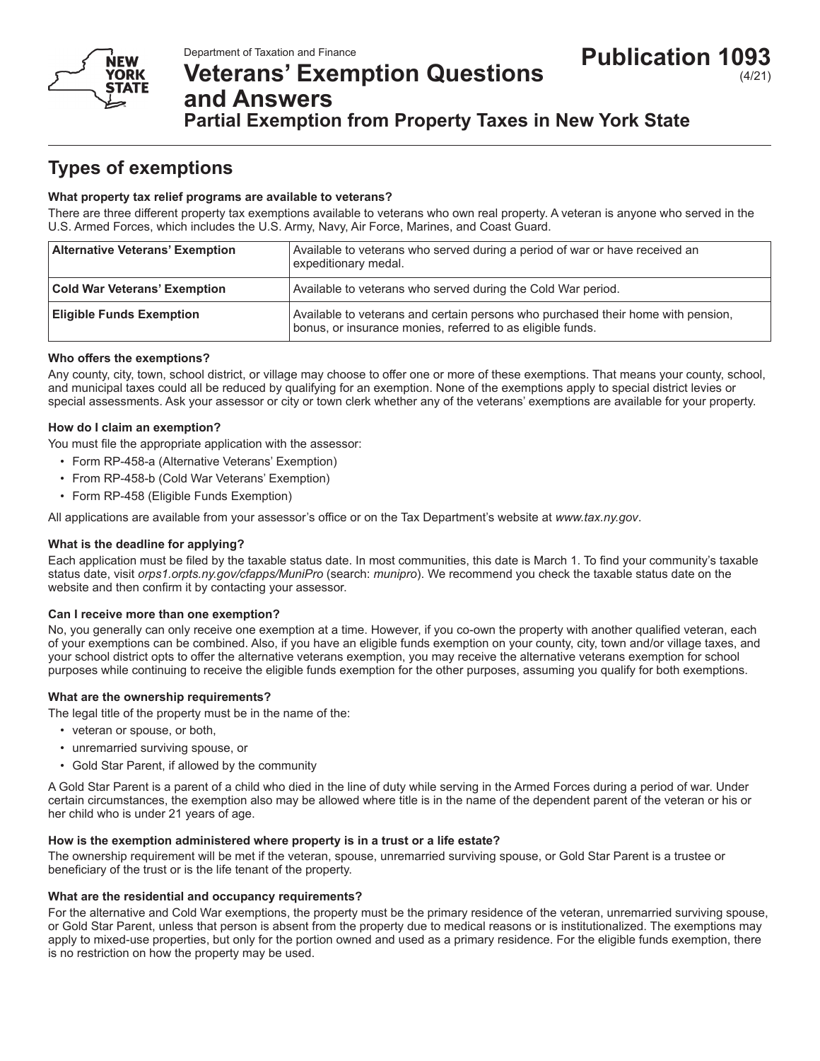Department of Taxation and Finance

# Veterans' Exemption Questions and Answers

**Publication 1093** (4/21)

### Partial Exemption from Property Taxes in New York State

## Types of exemptions

**What property tax relief programs are available to veterans?**

There are three different property tax exemptions available to veterans who own real property. A veteran is anyone who served in the U.S. Armed Forces, which includes the U.S. Army, Navy, Air Force, Marines, and Coast Guard.

| Exemption | Description |
|---|---|
| **Alternative Veterans' Exemption** | Available to veterans who served during a period of war or have received an expeditionary medal. |
| **Cold War Veterans' Exemption** | Available to veterans who served during the Cold War period. |
| **Eligible Funds Exemption** | Available to veterans and certain persons who purchased their home with pension, bonus, or insurance monies, referred to as eligible funds. |

**Who offers the exemptions?**

Any county, city, town, school district, or village may choose to offer one or more of these exemptions. That means your county, school, and municipal taxes could all be reduced by qualifying for an exemption. None of the exemptions apply to special district levies or special assessments. Ask your assessor or city or town clerk whether any of the veterans' exemptions are available for your property.

**How do I claim an exemption?**

You must file the appropriate application with the assessor:

- Form RP-458-a (Alternative Veterans' Exemption)
- From RP-458-b (Cold War Veterans' Exemption)
- Form RP-458 (Eligible Funds Exemption)

All applications are available from your assessor's office or on the Tax Department's website at *www.tax.ny.gov*.

**What is the deadline for applying?**

Each application must be filed by the taxable status date. In most communities, this date is March 1. To find your community's taxable status date, visit *orps1.orpts.ny.gov/cfapps/MuniPro* (search: *munipro*). We recommend you check the taxable status date on the website and then confirm it by contacting your assessor.

**Can I receive more than one exemption?**

No, you generally can only receive one exemption at a time. However, if you co-own the property with another qualified veteran, each of your exemptions can be combined. Also, if you have an eligible funds exemption on your county, city, town and/or village taxes, and your school district opts to offer the alternative veterans exemption, you may receive the alternative veterans exemption for school purposes while continuing to receive the eligible funds exemption for the other purposes, assuming you qualify for both exemptions.

**What are the ownership requirements?**

The legal title of the property must be in the name of the:

- veteran or spouse, or both,
- unremarried surviving spouse, or
- Gold Star Parent, if allowed by the community

A Gold Star Parent is a parent of a child who died in the line of duty while serving in the Armed Forces during a period of war. Under certain circumstances, the exemption also may be allowed where title is in the name of the dependent parent of the veteran or his or her child who is under 21 years of age.

**How is the exemption administered where property is in a trust or a life estate?**

The ownership requirement will be met if the veteran, spouse, unremarried surviving spouse, or Gold Star Parent is a trustee or beneficiary of the trust or is the life tenant of the property.

**What are the residential and occupancy requirements?**

For the alternative and Cold War exemptions, the property must be the primary residence of the veteran, unremarried surviving spouse, or Gold Star Parent, unless that person is absent from the property due to medical reasons or is institutionalized. The exemptions may apply to mixed-use properties, but only for the portion owned and used as a primary residence. For the eligible funds exemption, there is no restriction on how the property may be used.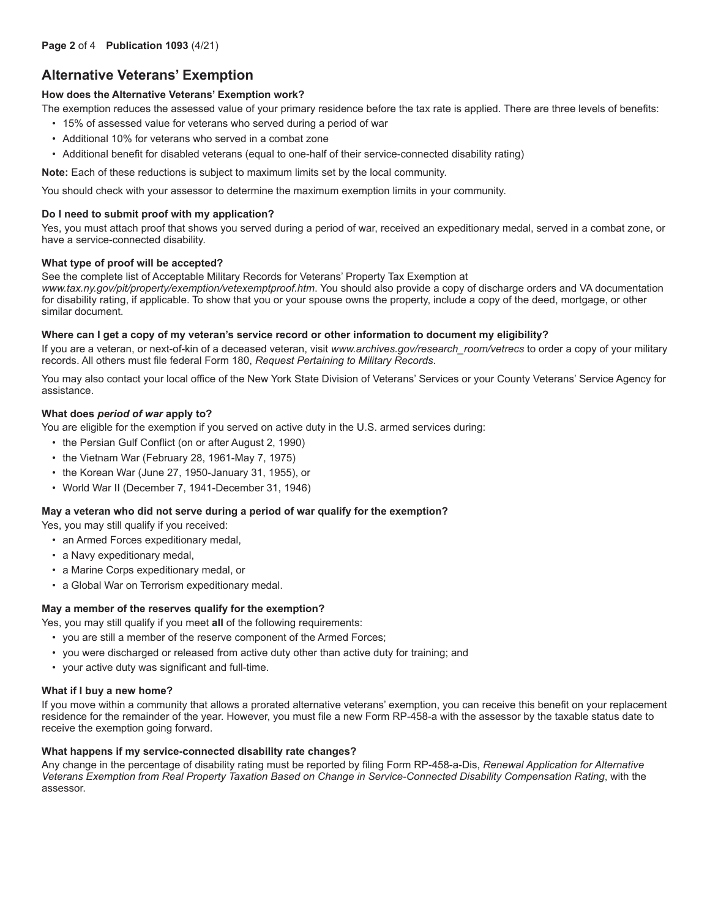## Alternative Veterans' Exemption

### How does the Alternative Veterans' Exemption work?

The exemption reduces the assessed value of your primary residence before the tax rate is applied. There are three levels of benefits:

- 15% of assessed value for veterans who served during a period of war
- Additional 10% for veterans who served in a combat zone
- Additional benefit for disabled veterans (equal to one-half of their service-connected disability rating)

**Note:** Each of these reductions is subject to maximum limits set by the local community.

You should check with your assessor to determine the maximum exemption limits in your community.

### Do I need to submit proof with my application?

Yes, you must attach proof that shows you served during a period of war, received an expeditionary medal, served in a combat zone, or have a service-connected disability.

### What type of proof will be accepted?

See the complete list of Acceptable Military Records for Veterans' Property Tax Exemption at *www.tax.ny.gov/pit/property/exemption/vetexemptproof.htm*. You should also provide a copy of discharge orders and VA documentation for disability rating, if applicable. To show that you or your spouse owns the property, include a copy of the deed, mortgage, or other similar document.

### Where can I get a copy of my veteran's service record or other information to document my eligibility?

If you are a veteran, or next-of-kin of a deceased veteran, visit *www.archives.gov/research_room/vetrecs* to order a copy of your military records. All others must file federal Form 180, *Request Pertaining to Military Records*.

You may also contact your local office of the New York State Division of Veterans' Services or your County Veterans' Service Agency for assistance.

### What does *period of war* apply to?

You are eligible for the exemption if you served on active duty in the U.S. armed services during:

- the Persian Gulf Conflict (on or after August 2, 1990)
- the Vietnam War (February 28, 1961-May 7, 1975)
- the Korean War (June 27, 1950-January 31, 1955), or
- World War II (December 7, 1941-December 31, 1946)

### May a veteran who did not serve during a period of war qualify for the exemption?

Yes, you may still qualify if you received:

- an Armed Forces expeditionary medal,
- a Navy expeditionary medal,
- a Marine Corps expeditionary medal, or
- a Global War on Terrorism expeditionary medal.

### May a member of the reserves qualify for the exemption?

Yes, you may still qualify if you meet **all** of the following requirements:

- you are still a member of the reserve component of the Armed Forces;
- you were discharged or released from active duty other than active duty for training; and
- your active duty was significant and full-time.

### What if I buy a new home?

If you move within a community that allows a prorated alternative veterans' exemption, you can receive this benefit on your replacement residence for the remainder of the year. However, you must file a new Form RP-458-a with the assessor by the taxable status date to receive the exemption going forward.

### What happens if my service-connected disability rate changes?

Any change in the percentage of disability rating must be reported by filing Form RP-458-a-Dis, *Renewal Application for Alternative Veterans Exemption from Real Property Taxation Based on Change in Service-Connected Disability Compensation Rating*, with the assessor.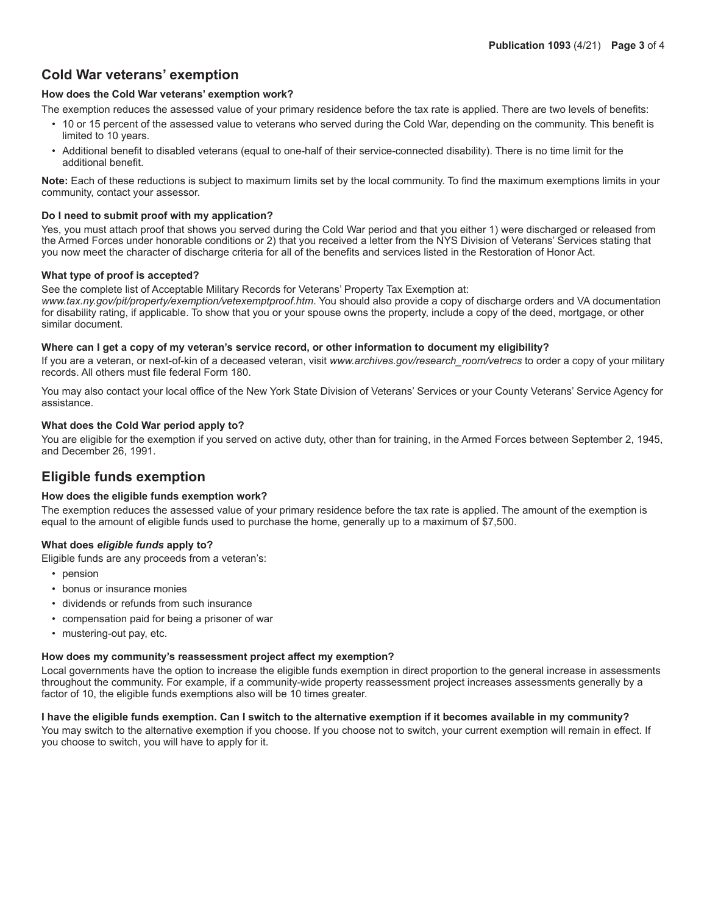## Cold War veterans' exemption

### How does the Cold War veterans' exemption work?

The exemption reduces the assessed value of your primary residence before the tax rate is applied. There are two levels of benefits:

- 10 or 15 percent of the assessed value to veterans who served during the Cold War, depending on the community. This benefit is limited to 10 years.
- Additional benefit to disabled veterans (equal to one-half of their service-connected disability). There is no time limit for the additional benefit.

**Note:** Each of these reductions is subject to maximum limits set by the local community. To find the maximum exemptions limits in your community, contact your assessor.

### Do I need to submit proof with my application?

Yes, you must attach proof that shows you served during the Cold War period and that you either 1) were discharged or released from the Armed Forces under honorable conditions or 2) that you received a letter from the NYS Division of Veterans' Services stating that you now meet the character of discharge criteria for all of the benefits and services listed in the Restoration of Honor Act.

### What type of proof is accepted?

See the complete list of Acceptable Military Records for Veterans' Property Tax Exemption at: *www.tax.ny.gov/pit/property/exemption/vetexemptproof.htm*. You should also provide a copy of discharge orders and VA documentation for disability rating, if applicable. To show that you or your spouse owns the property, include a copy of the deed, mortgage, or other similar document.

### Where can I get a copy of my veteran's service record, or other information to document my eligibility?

If you are a veteran, or next-of-kin of a deceased veteran, visit *www.archives.gov/research_room/vetrecs* to order a copy of your military records. All others must file federal Form 180.

You may also contact your local office of the New York State Division of Veterans' Services or your County Veterans' Service Agency for assistance.

### What does the Cold War period apply to?

You are eligible for the exemption if you served on active duty, other than for training, in the Armed Forces between September 2, 1945, and December 26, 1991.

## Eligible funds exemption

### How does the eligible funds exemption work?

The exemption reduces the assessed value of your primary residence before the tax rate is applied. The amount of the exemption is equal to the amount of eligible funds used to purchase the home, generally up to a maximum of $7,500.

### What does *eligible funds* apply to?

Eligible funds are any proceeds from a veteran's:

- pension
- bonus or insurance monies
- dividends or refunds from such insurance
- compensation paid for being a prisoner of war
- mustering-out pay, etc.

### How does my community's reassessment project affect my exemption?

Local governments have the option to increase the eligible funds exemption in direct proportion to the general increase in assessments throughout the community. For example, if a community-wide property reassessment project increases assessments generally by a factor of 10, the eligible funds exemptions also will be 10 times greater.

### I have the eligible funds exemption. Can I switch to the alternative exemption if it becomes available in my community?

You may switch to the alternative exemption if you choose. If you choose not to switch, your current exemption will remain in effect. If you choose to switch, you will have to apply for it.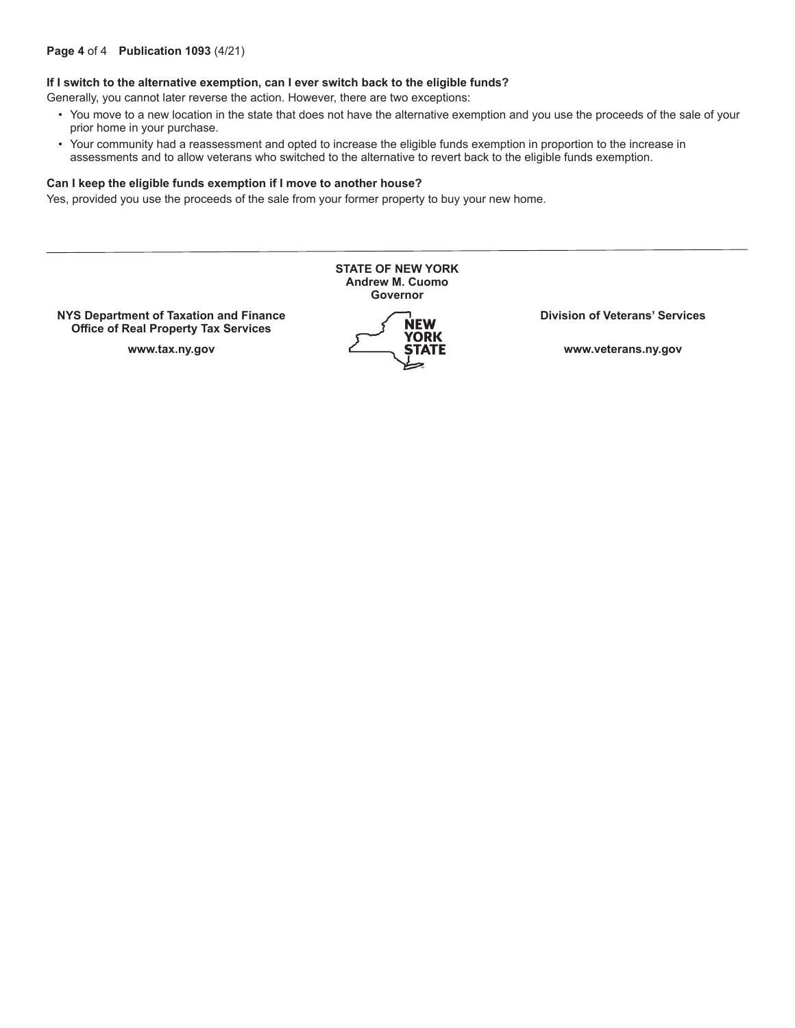**If I switch to the alternative exemption, can I ever switch back to the eligible funds?**

Generally, you cannot later reverse the action. However, there are two exceptions:

- You move to a new location in the state that does not have the alternative exemption and you use the proceeds of the sale of your prior home in your purchase.
- Your community had a reassessment and opted to increase the eligible funds exemption in proportion to the increase in assessments and to allow veterans who switched to the alternative to revert back to the eligible funds exemption.

**Can I keep the eligible funds exemption if I move to another house?**

Yes, provided you use the proceeds of the sale from your former property to buy your new home.

---

**STATE OF NEW YORK**
**Andrew M. Cuomo**
**Governor**

**NYS Department of Taxation and Finance**
**Office of Real Property Tax Services**

**www.tax.ny.gov**

NEW YORK STATE

**Division of Veterans' Services**

**www.veterans.ny.gov**